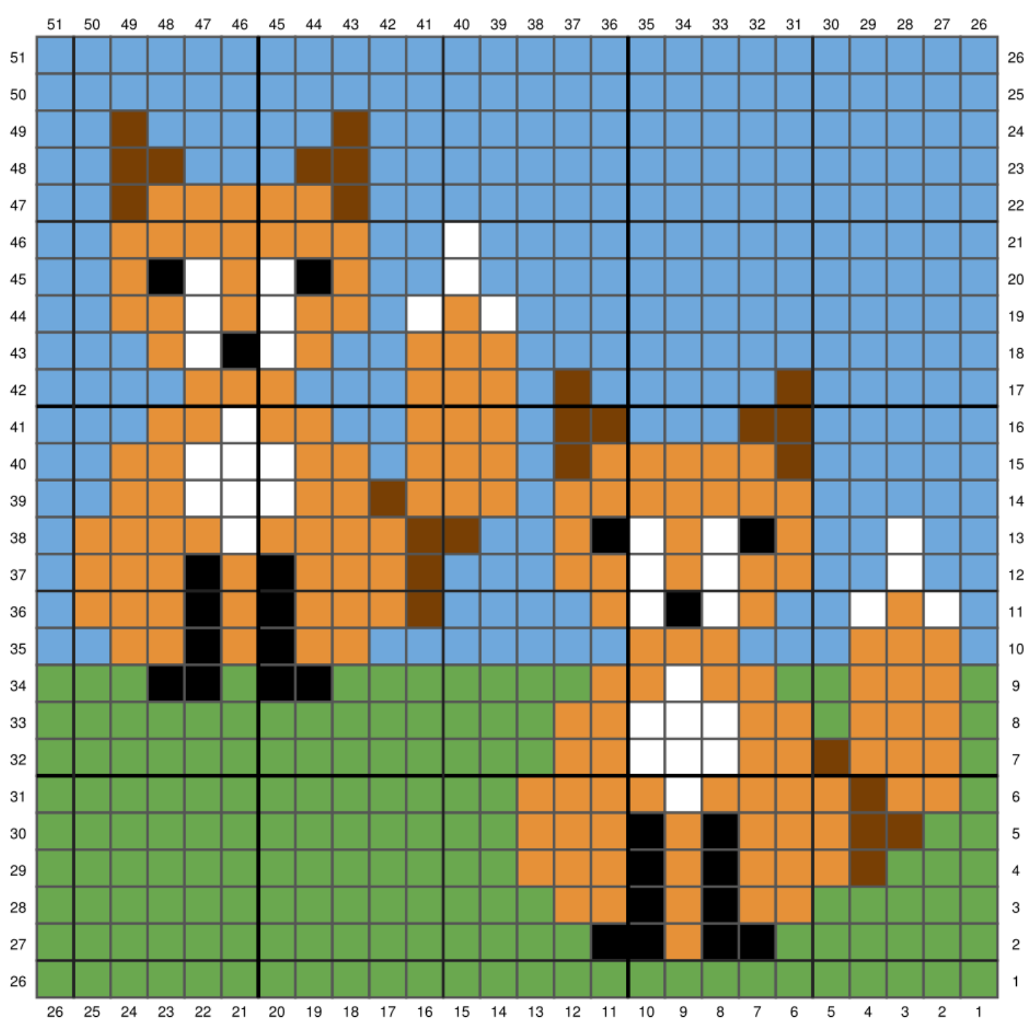51 50 49 48 47 46 45 44 43 42 41 40 39 38 37 36 35 34 33 32 31 30 29 28 27 26

51 50 49 48 47 46 45 44 43 42 41 40 39 38 37 36 35 34 33 32 31 30 29 28 27 26

26 25 24 23 22 21 20 19 18 17 16 15 14 13 12 11 10 9 8 7 6 5 4 3 2 1

26 25 24 23 22 21 20 19 18 17 16 15 14 13 12 11 10 9 8 7 6 5 4 3 2 1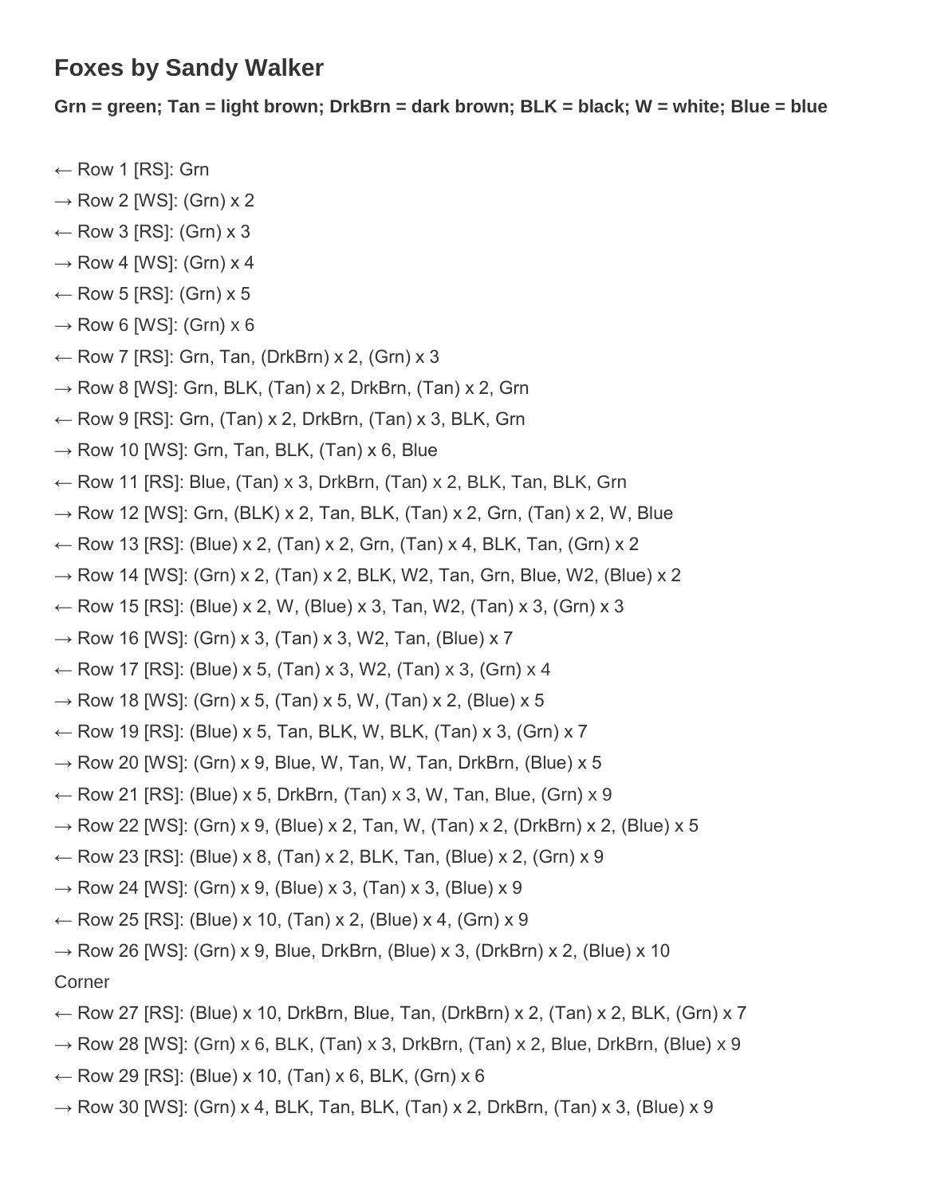## Foxes by Sandy Walker

**Grn = green; Tan = light brown; DrkBrn = dark brown; BLK = black; W = white; Blue = blue**

← Row 1 [RS]: Grn

→ Row 2 [WS]: (Grn) x 2

← Row 3 [RS]: (Grn) x 3

→ Row 4 [WS]: (Grn) x 4

← Row 5 [RS]: (Grn) x 5

→ Row 6 [WS]: (Grn) x 6

← Row 7 [RS]: Grn, Tan, (DrkBrn) x 2, (Grn) x 3

→ Row 8 [WS]: Grn, BLK, (Tan) x 2, DrkBrn, (Tan) x 2, Grn

← Row 9 [RS]: Grn, (Tan) x 2, DrkBrn, (Tan) x 3, BLK, Grn

→ Row 10 [WS]: Grn, Tan, BLK, (Tan) x 6, Blue

← Row 11 [RS]: Blue, (Tan) x 3, DrkBrn, (Tan) x 2, BLK, Tan, BLK, Grn

→ Row 12 [WS]: Grn, (BLK) x 2, Tan, BLK, (Tan) x 2, Grn, (Tan) x 2, W, Blue

← Row 13 [RS]: (Blue) x 2, (Tan) x 2, Grn, (Tan) x 4, BLK, Tan, (Grn) x 2

→ Row 14 [WS]: (Grn) x 2, (Tan) x 2, BLK, W2, Tan, Grn, Blue, W2, (Blue) x 2

← Row 15 [RS]: (Blue) x 2, W, (Blue) x 3, Tan, W2, (Tan) x 3, (Grn) x 3

→ Row 16 [WS]: (Grn) x 3, (Tan) x 3, W2, Tan, (Blue) x 7

← Row 17 [RS]: (Blue) x 5, (Tan) x 3, W2, (Tan) x 3, (Grn) x 4

→ Row 18 [WS]: (Grn) x 5, (Tan) x 5, W, (Tan) x 2, (Blue) x 5

← Row 19 [RS]: (Blue) x 5, Tan, BLK, W, BLK, (Tan) x 3, (Grn) x 7

→ Row 20 [WS]: (Grn) x 9, Blue, W, Tan, W, Tan, DrkBrn, (Blue) x 5

← Row 21 [RS]: (Blue) x 5, DrkBrn, (Tan) x 3, W, Tan, Blue, (Grn) x 9

→ Row 22 [WS]: (Grn) x 9, (Blue) x 2, Tan, W, (Tan) x 2, (DrkBrn) x 2, (Blue) x 5

← Row 23 [RS]: (Blue) x 8, (Tan) x 2, BLK, Tan, (Blue) x 2, (Grn) x 9

→ Row 24 [WS]: (Grn) x 9, (Blue) x 3, (Tan) x 3, (Blue) x 9

← Row 25 [RS]: (Blue) x 10, (Tan) x 2, (Blue) x 4, (Grn) x 9

→ Row 26 [WS]: (Grn) x 9, Blue, DrkBrn, (Blue) x 3, (DrkBrn) x 2, (Blue) x 10

Corner

← Row 27 [RS]: (Blue) x 10, DrkBrn, Blue, Tan, (DrkBrn) x 2, (Tan) x 2, BLK, (Grn) x 7

→ Row 28 [WS]: (Grn) x 6, BLK, (Tan) x 3, DrkBrn, (Tan) x 2, Blue, DrkBrn, (Blue) x 9

← Row 29 [RS]: (Blue) x 10, (Tan) x 6, BLK, (Grn) x 6

→ Row 30 [WS]: (Grn) x 4, BLK, Tan, BLK, (Tan) x 2, DrkBrn, (Tan) x 3, (Blue) x 9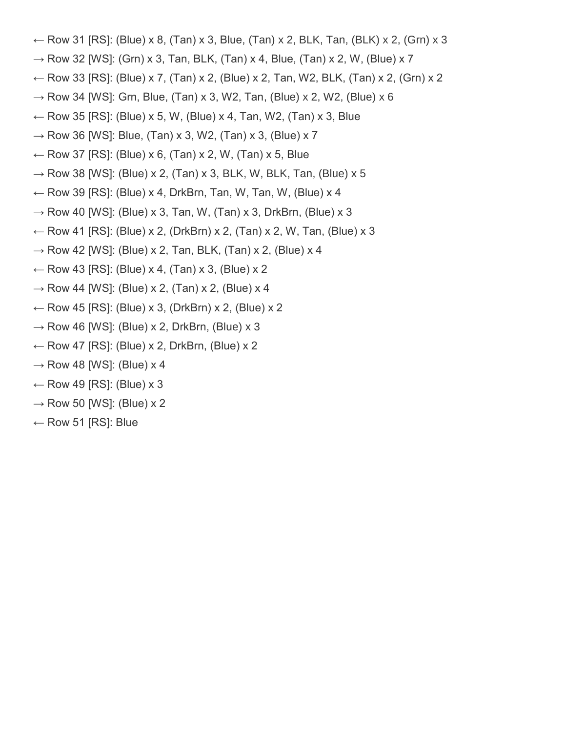← Row 31 [RS]: (Blue) x 8, (Tan) x 3, Blue, (Tan) x 2, BLK, Tan, (BLK) x 2, (Grn) x 3

→ Row 32 [WS]: (Grn) x 3, Tan, BLK, (Tan) x 4, Blue, (Tan) x 2, W, (Blue) x 7

← Row 33 [RS]: (Blue) x 7, (Tan) x 2, (Blue) x 2, Tan, W2, BLK, (Tan) x 2, (Grn) x 2

→ Row 34 [WS]: Grn, Blue, (Tan) x 3, W2, Tan, (Blue) x 2, W2, (Blue) x 6

← Row 35 [RS]: (Blue) x 5, W, (Blue) x 4, Tan, W2, (Tan) x 3, Blue

→ Row 36 [WS]: Blue, (Tan) x 3, W2, (Tan) x 3, (Blue) x 7

← Row 37 [RS]: (Blue) x 6, (Tan) x 2, W, (Tan) x 5, Blue

→ Row 38 [WS]: (Blue) x 2, (Tan) x 3, BLK, W, BLK, Tan, (Blue) x 5

← Row 39 [RS]: (Blue) x 4, DrkBrn, Tan, W, Tan, W, (Blue) x 4

→ Row 40 [WS]: (Blue) x 3, Tan, W, (Tan) x 3, DrkBrn, (Blue) x 3

← Row 41 [RS]: (Blue) x 2, (DrkBrn) x 2, (Tan) x 2, W, Tan, (Blue) x 3

→ Row 42 [WS]: (Blue) x 2, Tan, BLK, (Tan) x 2, (Blue) x 4

← Row 43 [RS]: (Blue) x 4, (Tan) x 3, (Blue) x 2

→ Row 44 [WS]: (Blue) x 2, (Tan) x 2, (Blue) x 4

← Row 45 [RS]: (Blue) x 3, (DrkBrn) x 2, (Blue) x 2

→ Row 46 [WS]: (Blue) x 2, DrkBrn, (Blue) x 3

← Row 47 [RS]: (Blue) x 2, DrkBrn, (Blue) x 2

→ Row 48 [WS]: (Blue) x 4

← Row 49 [RS]: (Blue) x 3

→ Row 50 [WS]: (Blue) x 2

← Row 51 [RS]: Blue